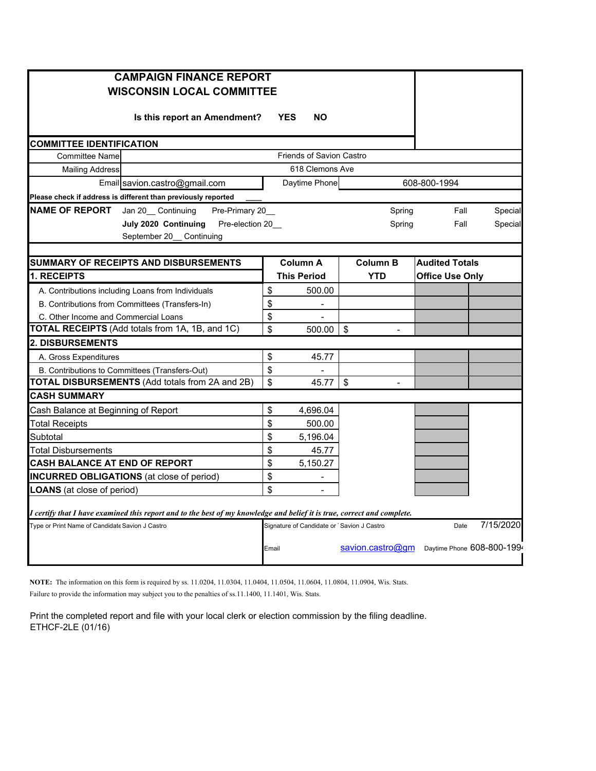# CAMPAIGN FINANCE REPORT
# WISCONSIN LOCAL COMMITTEE

**Is this report an Amendment?** **YES** **NO**

## COMMITTEE IDENTIFICATION

| | |
|---|---|
| Committee Name | Friends of Savion Castro |
| Mailing Address | 618 Clemons Ave |
| Email | savion.castro@gmail.com |
| Daytime Phone | 608-800-1994 |

Please check if address is different than previously reported ____

**NAME OF REPORT**

| | | | | |
|---|---|---|---|---|
| Jan 20__ Continuing | Pre-Primary 20__ | Spring | Fall | Special |
| **July 2020 Continuing** | Pre-election 20__ | Spring | Fall | Special |
| September 20__ Continuing | | | | |

| SUMMARY OF RECEIPTS AND DISBURSEMENTS | Column A | Column B | Audited Totals | |
|---|---|---|---|---|
| **1. RECEIPTS** | **This Period** | **YTD** | **Office Use Only** | |
| A. Contributions including Loans from Individuals | $ 500.00 | | | |
| B. Contributions from Committees (Transfers-In) | $ - | | | |
| C. Other Income and Commercial Loans | $ - | | | |
| **TOTAL RECEIPTS** (Add totals from 1A, 1B, and 1C) | $ 500.00 | $ - | | |
| **2. DISBURSEMENTS** | | | | |
| A. Gross Expenditures | $ 45.77 | | | |
| B. Contributions to Committees (Transfers-Out) | $ - | | | |
| **TOTAL DISBURSEMENTS** (Add totals from 2A and 2B) | $ 45.77 | $ - | | |
| **CASH SUMMARY** | | | | |
| Cash Balance at Beginning of Report | $ 4,696.04 | | | |
| Total Receipts | $ 500.00 | | | |
| Subtotal | $ 5,196.04 | | | |
| Total Disbursements | $ 45.77 | | | |
| **CASH BALANCE AT END OF REPORT** | $ 5,150.27 | | | |
| **INCURRED OBLIGATIONS** (at close of period) | $ - | | | |
| **LOANS** (at close of period) | $ - | | | |

***I certify that I have examined this report and to the best of my knowledge and belief it is true, correct and complete.***

| | | | |
|---|---|---|---|
| Type or Print Name of Candidate Savion J Castro | Signature of Candidate or Savion J Castro | Date | 7/15/2020 |
| | Email savion.castro@gm | Daytime Phone | 608-800-1994 |

**NOTE:** The information on this form is required by ss. 11.0204, 11.0304, 11.0404, 11.0504, 11.0604, 11.0804, 11.0904, Wis. Stats. Failure to provide the information may subject you to the penalties of ss.11.1400, 11.1401, Wis. Stats.

Print the completed report and file with your local clerk or election commission by the filing deadline.

ETHCF-2LE (01/16)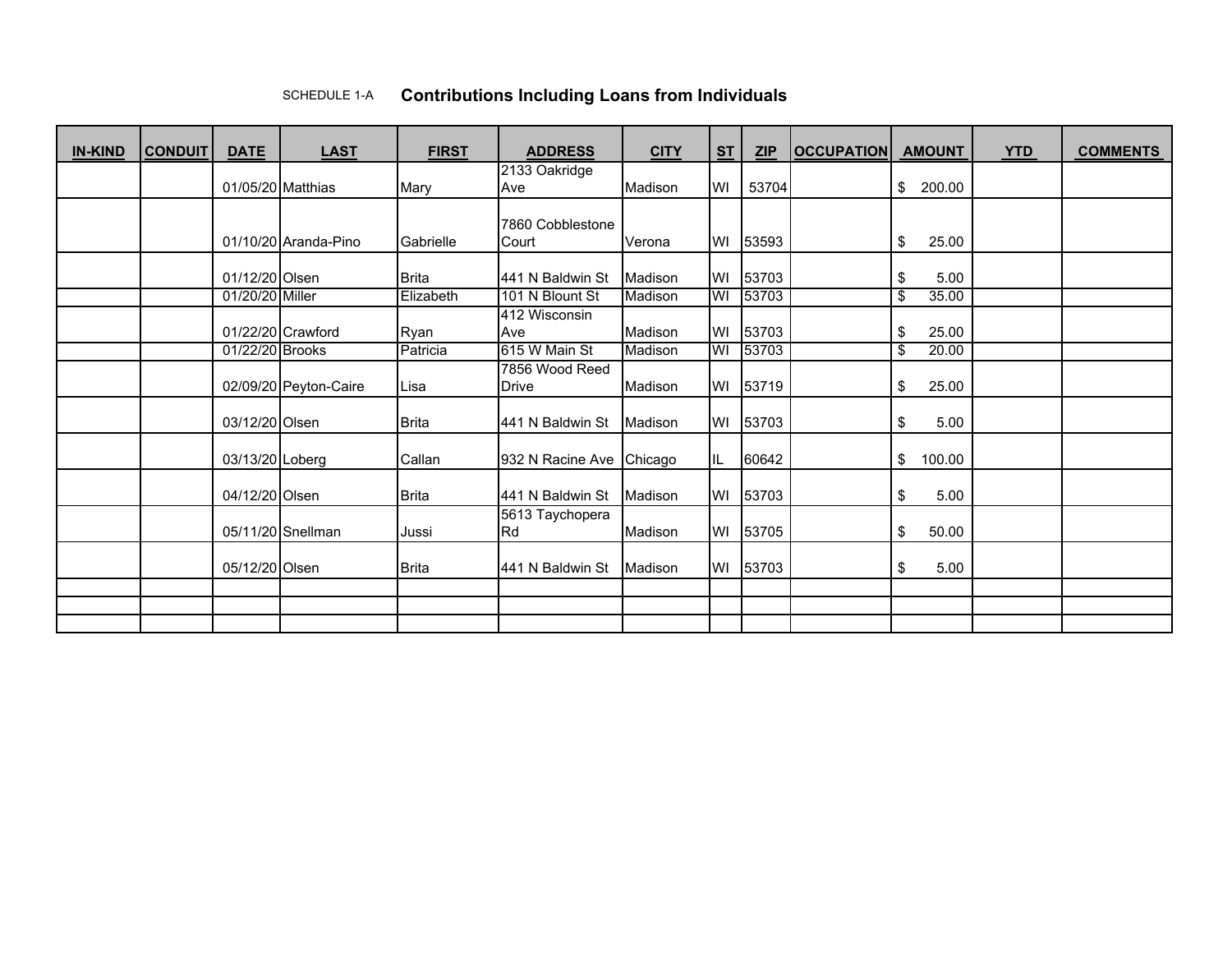SCHEDULE 1-A **Contributions Including Loans from Individuals**

| IN-KIND | CONDUIT | DATE | LAST | FIRST | ADDRESS | CITY | ST | ZIP | OCCUPATION | AMOUNT | YTD | COMMENTS |
|---|---|---|---|---|---|---|---|---|---|---|---|---|
| | | 01/05/20 | Matthias | Mary | 2133 Oakridge Ave | Madison | WI | 53704 | | $ 200.00 | | |
| | | 01/10/20 | Aranda-Pino | Gabrielle | 7860 Cobblestone Court | Verona | WI | 53593 | | $ 25.00 | | |
| | | 01/12/20 | Olsen | Brita | 441 N Baldwin St | Madison | WI | 53703 | | $ 5.00 | | |
| | | 01/20/20 | Miller | Elizabeth | 101 N Blount St | Madison | WI | 53703 | | $ 35.00 | | |
| | | 01/22/20 | Crawford | Ryan | 412 Wisconsin Ave | Madison | WI | 53703 | | $ 25.00 | | |
| | | 01/22/20 | Brooks | Patricia | 615 W Main St | Madison | WI | 53703 | | $ 20.00 | | |
| | | 02/09/20 | Peyton-Caire | Lisa | 7856 Wood Reed Drive | Madison | WI | 53719 | | $ 25.00 | | |
| | | 03/12/20 | Olsen | Brita | 441 N Baldwin St | Madison | WI | 53703 | | $ 5.00 | | |
| | | 03/13/20 | Loberg | Callan | 932 N Racine Ave | Chicago | IL | 60642 | | $ 100.00 | | |
| | | 04/12/20 | Olsen | Brita | 441 N Baldwin St | Madison | WI | 53703 | | $ 5.00 | | |
| | | 05/11/20 | Snellman | Jussi | 5613 Taychopera Rd | Madison | WI | 53705 | | $ 50.00 | | |
| | | 05/12/20 | Olsen | Brita | 441 N Baldwin St | Madison | WI | 53703 | | $ 5.00 | | |
| | | | | | | | | | | | | |
| | | | | | | | | | | | | |
| | | | | | | | | | | | | |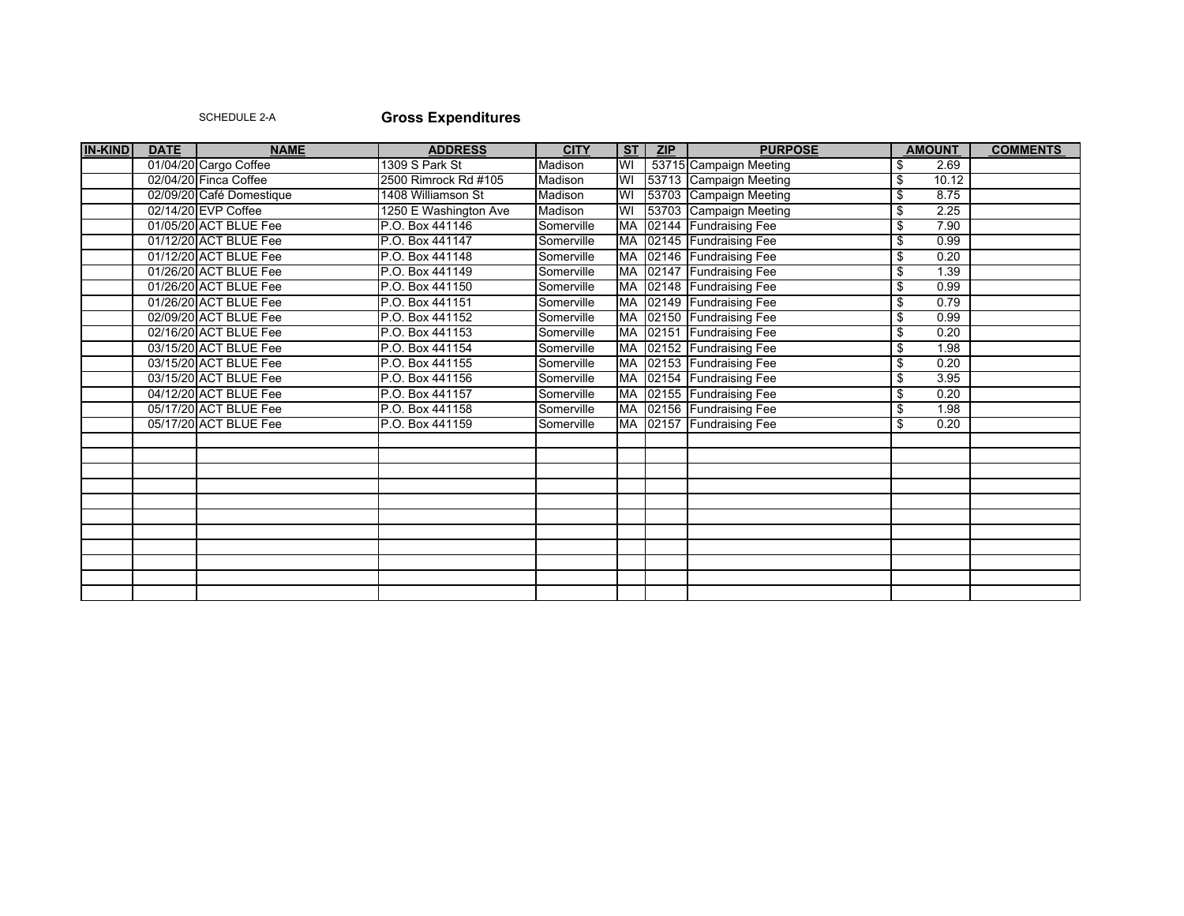SCHEDULE 2-A

## Gross Expenditures

| IN-KIND | DATE | NAME | ADDRESS | CITY | ST | ZIP | PURPOSE | AMOUNT | COMMENTS |
|---|---|---|---|---|---|---|---|---|---|
| | 01/04/20 | Cargo Coffee | 1309 S Park St | Madison | WI | 53715 | Campaign Meeting | $ 2.69 | |
| | 02/04/20 | Finca Coffee | 2500 Rimrock Rd #105 | Madison | WI | 53713 | Campaign Meeting | $ 10.12 | |
| | 02/09/20 | Café Domestique | 1408 Williamson St | Madison | WI | 53703 | Campaign Meeting | $ 8.75 | |
| | 02/14/20 | EVP Coffee | 1250 E Washington Ave | Madison | WI | 53703 | Campaign Meeting | $ 2.25 | |
| | 01/05/20 | ACT BLUE Fee | P.O. Box 441146 | Somerville | MA | 02144 | Fundraising Fee | $ 7.90 | |
| | 01/12/20 | ACT BLUE Fee | P.O. Box 441147 | Somerville | MA | 02145 | Fundraising Fee | $ 0.99 | |
| | 01/12/20 | ACT BLUE Fee | P.O. Box 441148 | Somerville | MA | 02146 | Fundraising Fee | $ 0.20 | |
| | 01/26/20 | ACT BLUE Fee | P.O. Box 441149 | Somerville | MA | 02147 | Fundraising Fee | $ 1.39 | |
| | 01/26/20 | ACT BLUE Fee | P.O. Box 441150 | Somerville | MA | 02148 | Fundraising Fee | $ 0.99 | |
| | 01/26/20 | ACT BLUE Fee | P.O. Box 441151 | Somerville | MA | 02149 | Fundraising Fee | $ 0.79 | |
| | 02/09/20 | ACT BLUE Fee | P.O. Box 441152 | Somerville | MA | 02150 | Fundraising Fee | $ 0.99 | |
| | 02/16/20 | ACT BLUE Fee | P.O. Box 441153 | Somerville | MA | 02151 | Fundraising Fee | $ 0.20 | |
| | 03/15/20 | ACT BLUE Fee | P.O. Box 441154 | Somerville | MA | 02152 | Fundraising Fee | $ 1.98 | |
| | 03/15/20 | ACT BLUE Fee | P.O. Box 441155 | Somerville | MA | 02153 | Fundraising Fee | $ 0.20 | |
| | 03/15/20 | ACT BLUE Fee | P.O. Box 441156 | Somerville | MA | 02154 | Fundraising Fee | $ 3.95 | |
| | 04/12/20 | ACT BLUE Fee | P.O. Box 441157 | Somerville | MA | 02155 | Fundraising Fee | $ 0.20 | |
| | 05/17/20 | ACT BLUE Fee | P.O. Box 441158 | Somerville | MA | 02156 | Fundraising Fee | $ 1.98 | |
| | 05/17/20 | ACT BLUE Fee | P.O. Box 441159 | Somerville | MA | 02157 | Fundraising Fee | $ 0.20 | |